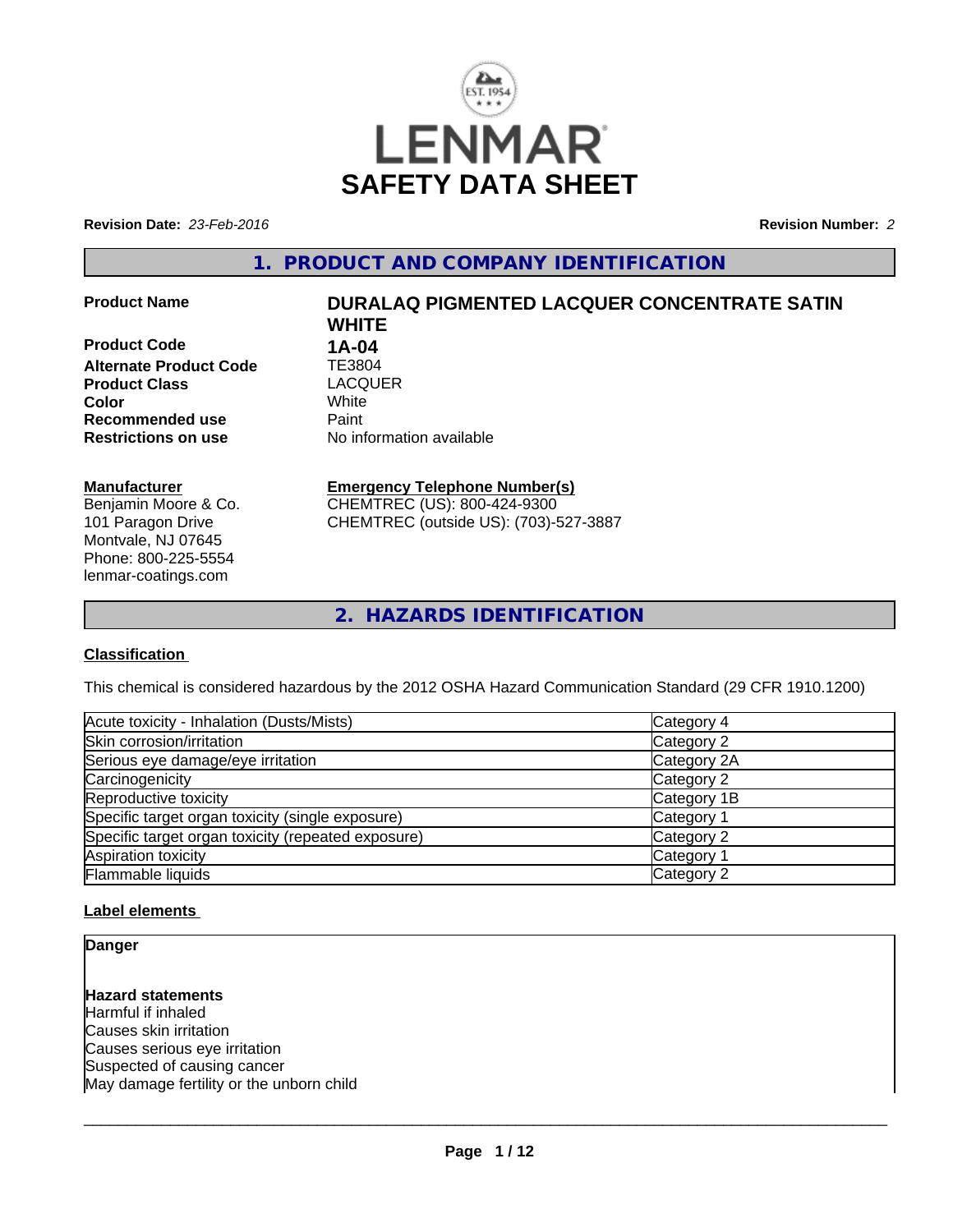# LENMAR

# SAFETY DATA SHEET

**Revision Date:** *23-Feb-2016* **Revision Number:** *2*

## 1. PRODUCT AND COMPANY IDENTIFICATION

| | |
|---|---|
| **Product Name** | **DURALAQ PIGMENTED LACQUER CONCENTRATE SATIN WHITE** |
| **Product Code** | **1A-04** |
| **Alternate Product Code** | TE3804 |
| **Product Class** | LACQUER |
| **Color** | White |
| **Recommended use** | Paint |
| **Restrictions on use** | No information available |

**Manufacturer**
Benjamin Moore & Co.
101 Paragon Drive
Montvale, NJ 07645
Phone: 800-225-5554
lenmar-coatings.com

**Emergency Telephone Number(s)**
CHEMTREC (US): 800-424-9300
CHEMTREC (outside US): (703)-527-3887

## 2. HAZARDS IDENTIFICATION

### Classification

This chemical is considered hazardous by the 2012 OSHA Hazard Communication Standard (29 CFR 1910.1200)

| | |
|---|---|
| Acute toxicity - Inhalation (Dusts/Mists) | Category 4 |
| Skin corrosion/irritation | Category 2 |
| Serious eye damage/eye irritation | Category 2A |
| Carcinogenicity | Category 2 |
| Reproductive toxicity | Category 1B |
| Specific target organ toxicity (single exposure) | Category 1 |
| Specific target organ toxicity (repeated exposure) | Category 2 |
| Aspiration toxicity | Category 1 |
| Flammable liquids | Category 2 |

### Label elements

**Danger**

**Hazard statements**
Harmful if inhaled
Causes skin irritation
Causes serious eye irritation
Suspected of causing cancer
May damage fertility or the unborn child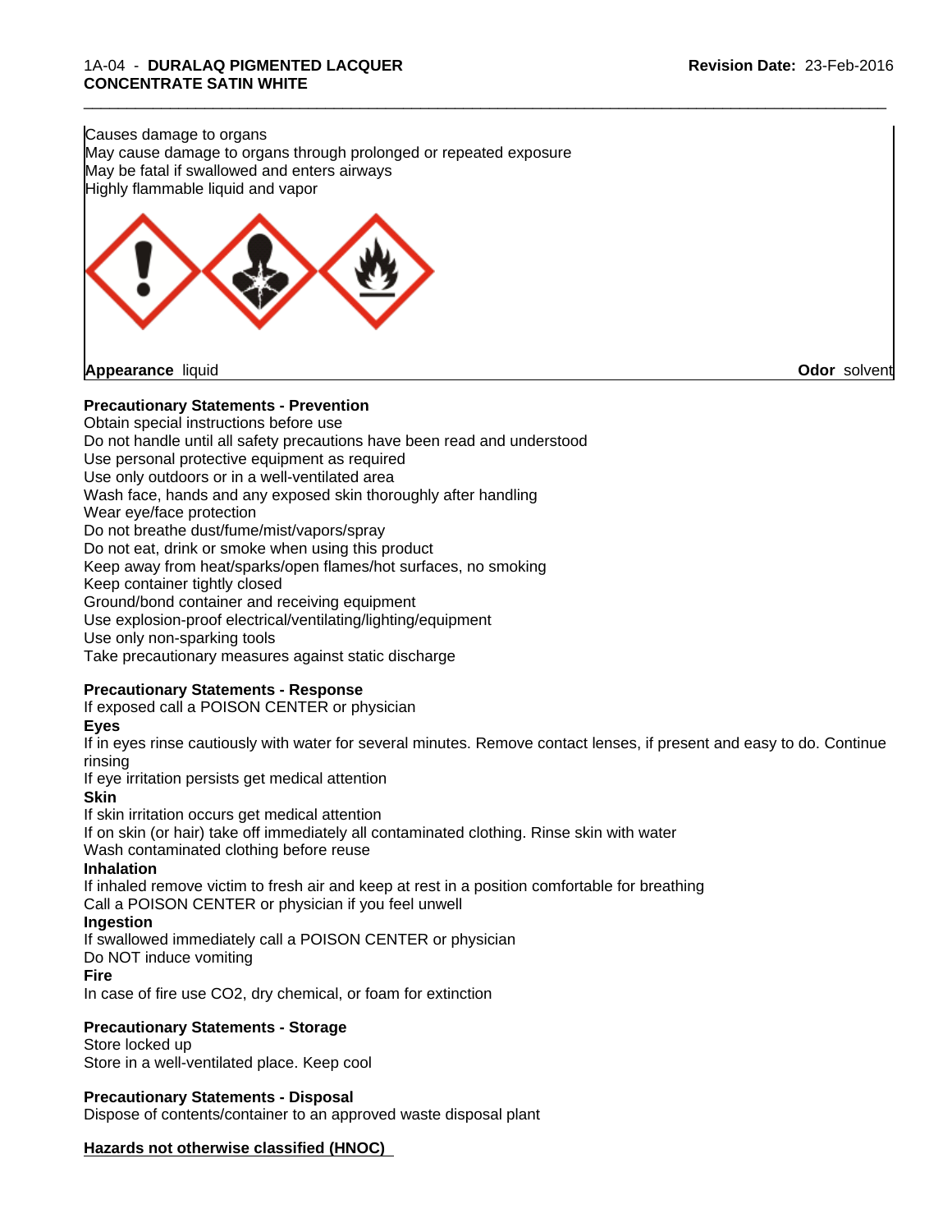Causes damage to organs
May cause damage to organs through prolonged or repeated exposure
May be fatal if swallowed and enters airways
Highly flammable liquid and vapor

**Appearance** liquid **Odor** solvent

**Precautionary Statements - Prevention**

Obtain special instructions before use
Do not handle until all safety precautions have been read and understood
Use personal protective equipment as required
Use only outdoors or in a well-ventilated area
Wash face, hands and any exposed skin thoroughly after handling
Wear eye/face protection
Do not breathe dust/fume/mist/vapors/spray
Do not eat, drink or smoke when using this product
Keep away from heat/sparks/open flames/hot surfaces, no smoking
Keep container tightly closed
Ground/bond container and receiving equipment
Use explosion-proof electrical/ventilating/lighting/equipment
Use only non-sparking tools
Take precautionary measures against static discharge

**Precautionary Statements - Response**

If exposed call a POISON CENTER or physician

**Eyes**

If in eyes rinse cautiously with water for several minutes. Remove contact lenses, if present and easy to do. Continue rinsing
If eye irritation persists get medical attention

**Skin**

If skin irritation occurs get medical attention
If on skin (or hair) take off immediately all contaminated clothing. Rinse skin with water
Wash contaminated clothing before reuse

**Inhalation**

If inhaled remove victim to fresh air and keep at rest in a position comfortable for breathing
Call a POISON CENTER or physician if you feel unwell

**Ingestion**

If swallowed immediately call a POISON CENTER or physician
Do NOT induce vomiting

**Fire**

In case of fire use $CO_2$, dry chemical, or foam for extinction

**Precautionary Statements - Storage**

Store locked up
Store in a well-ventilated place. Keep cool

**Precautionary Statements - Disposal**

Dispose of contents/container to an approved waste disposal plant

**Hazards not otherwise classified (HNOC)**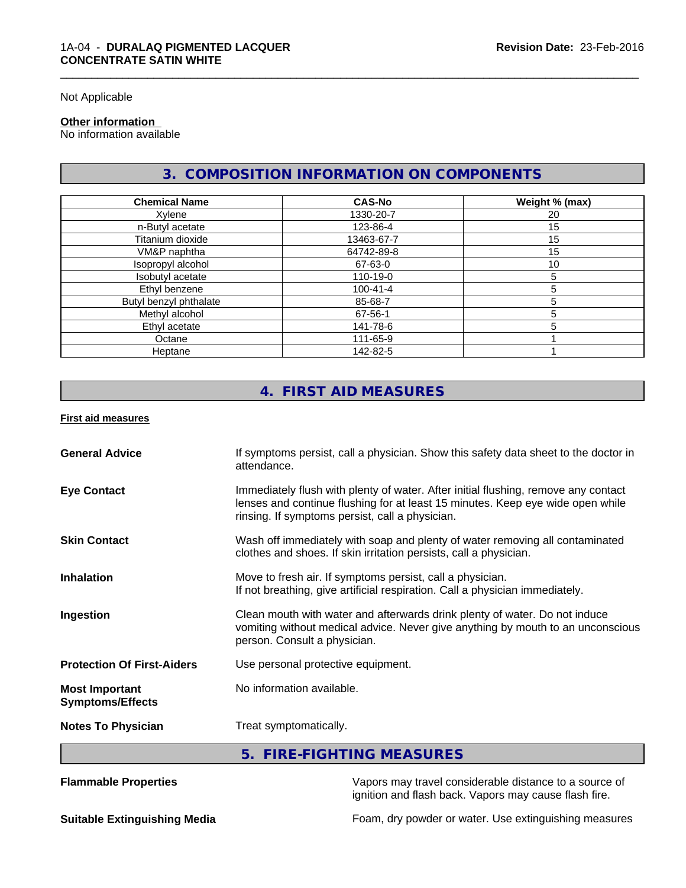Not Applicable

**Other information**
No information available

## 3. COMPOSITION INFORMATION ON COMPONENTS

| Chemical Name | CAS-No | Weight % (max) |
|---|---|---|
| Xylene | 1330-20-7 | 20 |
| n-Butyl acetate | 123-86-4 | 15 |
| Titanium dioxide | 13463-67-7 | 15 |
| VM&P naphtha | 64742-89-8 | 15 |
| Isopropyl alcohol | 67-63-0 | 10 |
| Isobutyl acetate | 110-19-0 | 5 |
| Ethyl benzene | 100-41-4 | 5 |
| Butyl benzyl phthalate | 85-68-7 | 5 |
| Methyl alcohol | 67-56-1 | 5 |
| Ethyl acetate | 141-78-6 | 5 |
| Octane | 111-65-9 | 1 |
| Heptane | 142-82-5 | 1 |

## 4. FIRST AID MEASURES

**First aid measures**

**General Advice**
If symptoms persist, call a physician. Show this safety data sheet to the doctor in attendance.

**Eye Contact**
Immediately flush with plenty of water. After initial flushing, remove any contact lenses and continue flushing for at least 15 minutes. Keep eye wide open while rinsing. If symptoms persist, call a physician.

**Skin Contact**
Wash off immediately with soap and plenty of water removing all contaminated clothes and shoes. If skin irritation persists, call a physician.

**Inhalation**
Move to fresh air. If symptoms persist, call a physician.
If not breathing, give artificial respiration. Call a physician immediately.

**Ingestion**
Clean mouth with water and afterwards drink plenty of water. Do not induce vomiting without medical advice. Never give anything by mouth to an unconscious person. Consult a physician.

**Protection Of First-Aiders**
Use personal protective equipment.

**Most Important Symptoms/Effects**
No information available.

**Notes To Physician**
Treat symptomatically.

## 5. FIRE-FIGHTING MEASURES

**Flammable Properties**
Vapors may travel considerable distance to a source of ignition and flash back. Vapors may cause flash fire.

**Suitable Extinguishing Media**
Foam, dry powder or water. Use extinguishing measures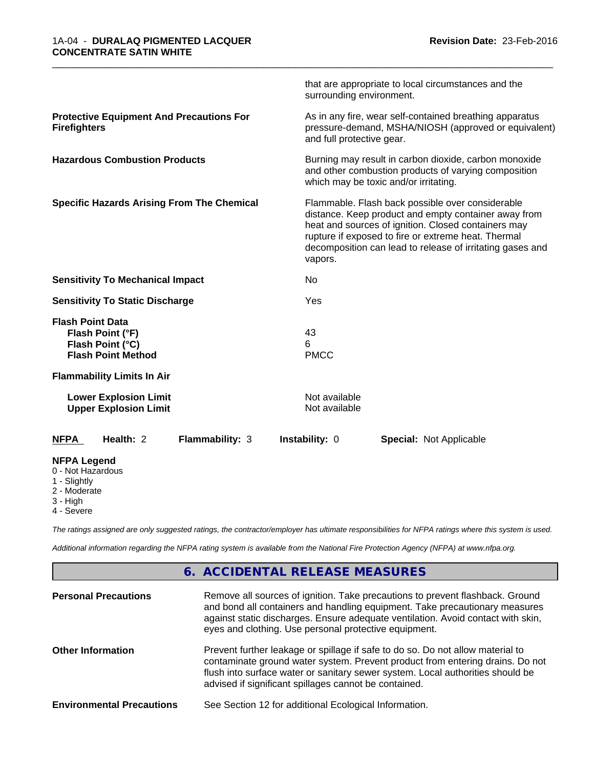that are appropriate to local circumstances and the surrounding environment.

| | |
|---|---|
| **Protective Equipment And Precautions For Firefighters** | As in any fire, wear self-contained breathing apparatus pressure-demand, MSHA/NIOSH (approved or equivalent) and full protective gear. |
| **Hazardous Combustion Products** | Burning may result in carbon dioxide, carbon monoxide and other combustion products of varying composition which may be toxic and/or irritating. |
| **Specific Hazards Arising From The Chemical** | Flammable. Flash back possible over considerable distance. Keep product and empty container away from heat and sources of ignition. Closed containers may rupture if exposed to fire or extreme heat. Thermal decomposition can lead to release of irritating gases and vapors. |
| **Sensitivity To Mechanical Impact** | No |
| **Sensitivity To Static Discharge** | Yes |
| **Flash Point Data** | |
| **Flash Point (°F)** | 43 |
| **Flash Point (°C)** | 6 |
| **Flash Point Method** | PMCC |
| **Flammability Limits In Air** | |
| **Lower Explosion Limit** | Not available |
| **Upper Explosion Limit** | Not available |

| **NFPA** | **Health:** 2 | **Flammability:** 3 | **Instability:** 0 | **Special:** Not Applicable |
|---|---|---|---|---|

**NFPA Legend**
0 - Not Hazardous
1 - Slightly
2 - Moderate
3 - High
4 - Severe

*The ratings assigned are only suggested ratings, the contractor/employer has ultimate responsibilities for NFPA ratings where this system is used.*

*Additional information regarding the NFPA rating system is available from the National Fire Protection Agency (NFPA) at www.nfpa.org.*

## 6. ACCIDENTAL RELEASE MEASURES

| | |
|---|---|
| **Personal Precautions** | Remove all sources of ignition. Take precautions to prevent flashback. Ground and bond all containers and handling equipment. Take precautionary measures against static discharges. Ensure adequate ventilation. Avoid contact with skin, eyes and clothing. Use personal protective equipment. |
| **Other Information** | Prevent further leakage or spillage if safe to do so. Do not allow material to contaminate ground water system. Prevent product from entering drains. Do not flush into surface water or sanitary sewer system. Local authorities should be advised if significant spillages cannot be contained. |
| **Environmental Precautions** | See Section 12 for additional Ecological Information. |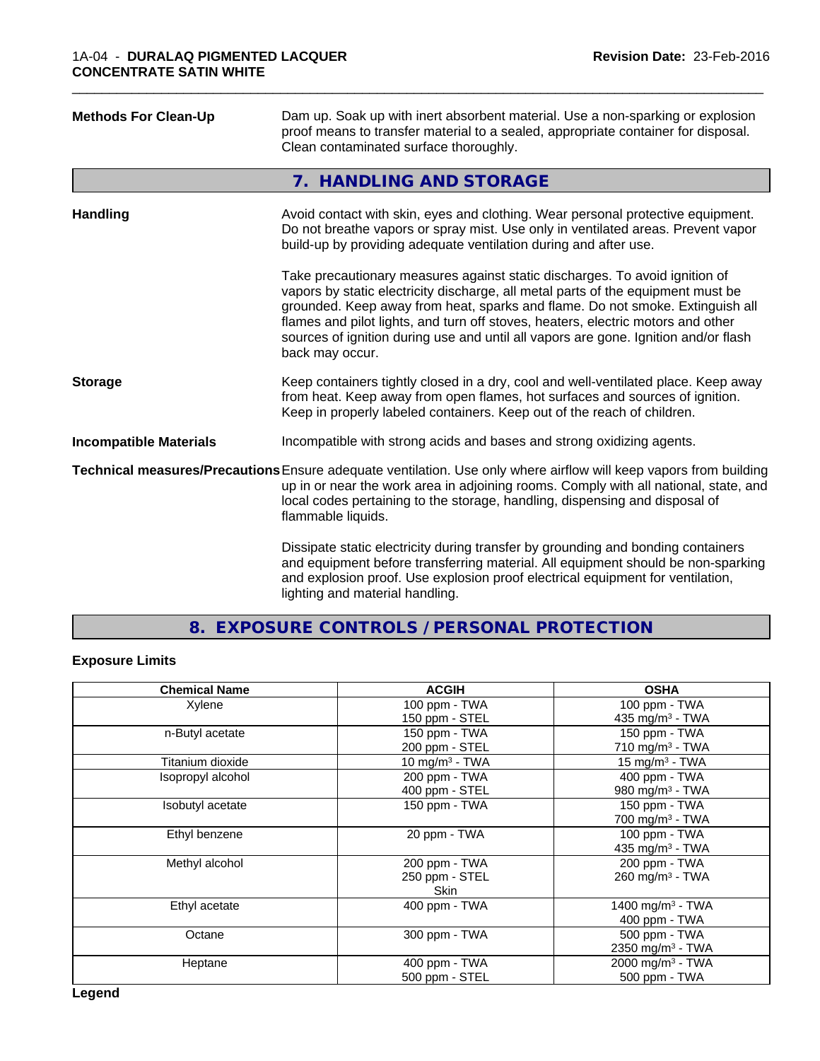**Methods For Clean-Up** Dam up. Soak up with inert absorbent material. Use a non-sparking or explosion proof means to transfer material to a sealed, appropriate container for disposal. Clean contaminated surface thoroughly.

## 7. HANDLING AND STORAGE

**Handling** Avoid contact with skin, eyes and clothing. Wear personal protective equipment. Do not breathe vapors or spray mist. Use only in ventilated areas. Prevent vapor build-up by providing adequate ventilation during and after use.

Take precautionary measures against static discharges. To avoid ignition of vapors by static electricity discharge, all metal parts of the equipment must be grounded. Keep away from heat, sparks and flame. Do not smoke. Extinguish all flames and pilot lights, and turn off stoves, heaters, electric motors and other sources of ignition during use and until all vapors are gone. Ignition and/or flash back may occur.

**Storage** Keep containers tightly closed in a dry, cool and well-ventilated place. Keep away from heat. Keep away from open flames, hot surfaces and sources of ignition. Keep in properly labeled containers. Keep out of the reach of children.

**Incompatible Materials** Incompatible with strong acids and bases and strong oxidizing agents.

**Technical measures/Precautions** Ensure adequate ventilation. Use only where airflow will keep vapors from building up in or near the work area in adjoining rooms. Comply with all national, state, and local codes pertaining to the storage, handling, dispensing and disposal of flammable liquids.

Dissipate static electricity during transfer by grounding and bonding containers and equipment before transferring material. All equipment should be non-sparking and explosion proof. Use explosion proof electrical equipment for ventilation, lighting and material handling.

## 8. EXPOSURE CONTROLS / PERSONAL PROTECTION

### Exposure Limits

| Chemical Name | ACGIH | OSHA |
|---|---|---|
| Xylene | 100 ppm - TWA<br>150 ppm - STEL | 100 ppm - TWA<br>435 mg/m³ - TWA |
| n-Butyl acetate | 150 ppm - TWA<br>200 ppm - STEL | 150 ppm - TWA<br>710 mg/m³ - TWA |
| Titanium dioxide | 10 mg/m³ - TWA | 15 mg/m³ - TWA |
| Isopropyl alcohol | 200 ppm - TWA<br>400 ppm - STEL | 400 ppm - TWA<br>980 mg/m³ - TWA |
| Isobutyl acetate | 150 ppm - TWA | 150 ppm - TWA<br>700 mg/m³ - TWA |
| Ethyl benzene | 20 ppm - TWA | 100 ppm - TWA<br>435 mg/m³ - TWA |
| Methyl alcohol | 200 ppm - TWA<br>250 ppm - STEL<br>Skin | 200 ppm - TWA<br>260 mg/m³ - TWA |
| Ethyl acetate | 400 ppm - TWA | 1400 mg/m³ - TWA<br>400 ppm - TWA |
| Octane | 300 ppm - TWA | 500 ppm - TWA<br>2350 mg/m³ - TWA |
| Heptane | 400 ppm - TWA<br>500 ppm - STEL | 2000 mg/m³ - TWA<br>500 ppm - TWA |

**Legend**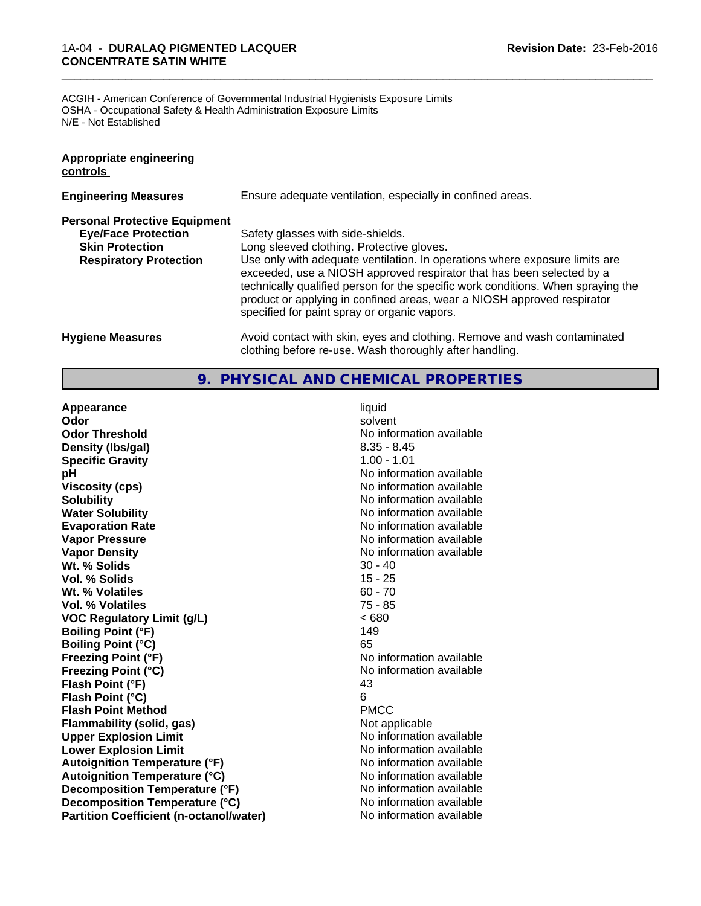ACGIH - American Conference of Governmental Industrial Hygienists Exposure Limits
OSHA - Occupational Safety & Health Administration Exposure Limits
N/E - Not Established

**Appropriate engineering controls**

| | |
|---|---|
| **Engineering Measures** | Ensure adequate ventilation, especially in confined areas. |

**Personal Protective Equipment**

| | |
|---|---|
| **Eye/Face Protection** | Safety glasses with side-shields. |
| **Skin Protection** | Long sleeved clothing. Protective gloves. |
| **Respiratory Protection** | Use only with adequate ventilation. In operations where exposure limits are exceeded, use a NIOSH approved respirator that has been selected by a technically qualified person for the specific work conditions. When spraying the product or applying in confined areas, wear a NIOSH approved respirator specified for paint spray or organic vapors. |
| **Hygiene Measures** | Avoid contact with skin, eyes and clothing. Remove and wash contaminated clothing before re-use. Wash thoroughly after handling. |

## 9. PHYSICAL AND CHEMICAL PROPERTIES

| | |
|---|---|
| **Appearance** | liquid |
| **Odor** | solvent |
| **Odor Threshold** | No information available |
| **Density (lbs/gal)** | 8.35 - 8.45 |
| **Specific Gravity** | 1.00 - 1.01 |
| **pH** | No information available |
| **Viscosity (cps)** | No information available |
| **Solubility** | No information available |
| **Water Solubility** | No information available |
| **Evaporation Rate** | No information available |
| **Vapor Pressure** | No information available |
| **Vapor Density** | No information available |
| **Wt. % Solids** | 30 - 40 |
| **Vol. % Solids** | 15 - 25 |
| **Wt. % Volatiles** | 60 - 70 |
| **Vol. % Volatiles** | 75 - 85 |
| **VOC Regulatory Limit (g/L)** | < 680 |
| **Boiling Point (°F)** | 149 |
| **Boiling Point (°C)** | 65 |
| **Freezing Point (°F)** | No information available |
| **Freezing Point (°C)** | No information available |
| **Flash Point (°F)** | 43 |
| **Flash Point (°C)** | 6 |
| **Flash Point Method** | PMCC |
| **Flammability (solid, gas)** | Not applicable |
| **Upper Explosion Limit** | No information available |
| **Lower Explosion Limit** | No information available |
| **Autoignition Temperature (°F)** | No information available |
| **Autoignition Temperature (°C)** | No information available |
| **Decomposition Temperature (°F)** | No information available |
| **Decomposition Temperature (°C)** | No information available |
| **Partition Coefficient (n-octanol/water)** | No information available |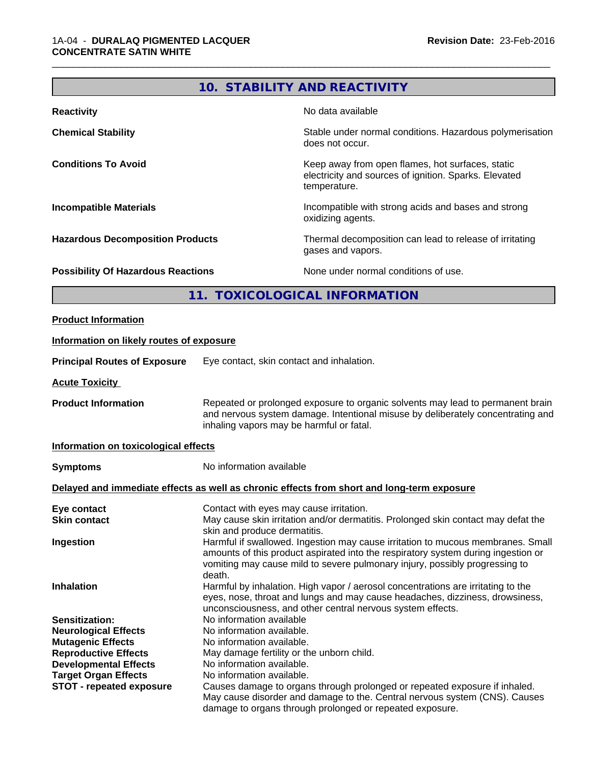## 10. STABILITY AND REACTIVITY

| | |
|---|---|
| **Reactivity** | No data available |
| **Chemical Stability** | Stable under normal conditions. Hazardous polymerisation does not occur. |
| **Conditions To Avoid** | Keep away from open flames, hot surfaces, static electricity and sources of ignition. Sparks. Elevated temperature. |
| **Incompatible Materials** | Incompatible with strong acids and bases and strong oxidizing agents. |
| **Hazardous Decomposition Products** | Thermal decomposition can lead to release of irritating gases and vapors. |
| **Possibility Of Hazardous Reactions** | None under normal conditions of use. |

## 11. TOXICOLOGICAL INFORMATION

**Product Information**

**Information on likely routes of exposure**

**Principal Routes of Exposure** Eye contact, skin contact and inhalation.

**Acute Toxicity**

**Product Information** Repeated or prolonged exposure to organic solvents may lead to permanent brain and nervous system damage. Intentional misuse by deliberately concentrating and inhaling vapors may be harmful or fatal.

**Information on toxicological effects**

**Symptoms** No information available

**Delayed and immediate effects as well as chronic effects from short and long-term exposure**

| | |
|---|---|
| **Eye contact** | Contact with eyes may cause irritation. |
| **Skin contact** | May cause skin irritation and/or dermatitis. Prolonged skin contact may defat the skin and produce dermatitis. |
| **Ingestion** | Harmful if swallowed. Ingestion may cause irritation to mucous membranes. Small amounts of this product aspirated into the respiratory system during ingestion or vomiting may cause mild to severe pulmonary injury, possibly progressing to death. |
| **Inhalation** | Harmful by inhalation. High vapor / aerosol concentrations are irritating to the eyes, nose, throat and lungs and may cause headaches, dizziness, drowsiness, unconsciousness, and other central nervous system effects. |
| **Sensitization:** | No information available |
| **Neurological Effects** | No information available. |
| **Mutagenic Effects** | No information available. |
| **Reproductive Effects** | May damage fertility or the unborn child. |
| **Developmental Effects** | No information available. |
| **Target Organ Effects** | No information available. |
| **STOT - repeated exposure** | Causes damage to organs through prolonged or repeated exposure if inhaled. May cause disorder and damage to the. Central nervous system (CNS). Causes damage to organs through prolonged or repeated exposure. |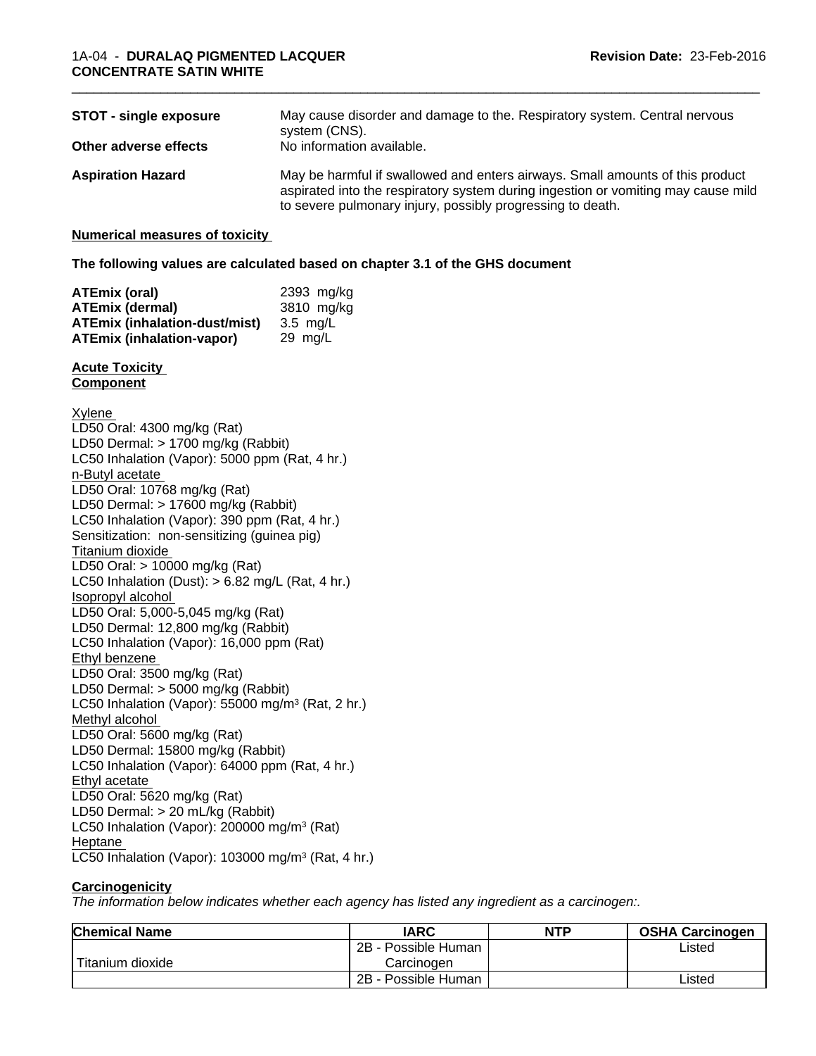| | |
|---|---|
| **STOT - single exposure** | May cause disorder and damage to the. Respiratory system. Central nervous system (CNS). |
| **Other adverse effects** | No information available. |
| **Aspiration Hazard** | May be harmful if swallowed and enters airways. Small amounts of this product aspirated into the respiratory system during ingestion or vomiting may cause mild to severe pulmonary injury, possibly progressing to death. |

**Numerical measures of toxicity**

**The following values are calculated based on chapter 3.1 of the GHS document**

| | |
|---|---|
| **ATEmix (oral)** | 2393 mg/kg |
| **ATEmix (dermal)** | 3810 mg/kg |
| **ATEmix (inhalation-dust/mist)** | 3.5 mg/L |
| **ATEmix (inhalation-vapor)** | 29 mg/L |

**Acute Toxicity**
**Component**

Xylene
LD50 Oral: 4300 mg/kg (Rat)
LD50 Dermal: > 1700 mg/kg (Rabbit)
LC50 Inhalation (Vapor): 5000 ppm (Rat, 4 hr.)
n-Butyl acetate
LD50 Oral: 10768 mg/kg (Rat)
LD50 Dermal: > 17600 mg/kg (Rabbit)
LC50 Inhalation (Vapor): 390 ppm (Rat, 4 hr.)
Sensitization: non-sensitizing (guinea pig)
Titanium dioxide
LD50 Oral: > 10000 mg/kg (Rat)
LC50 Inhalation (Dust): > 6.82 mg/L (Rat, 4 hr.)
Isopropyl alcohol
LD50 Oral: 5,000-5,045 mg/kg (Rat)
LD50 Dermal: 12,800 mg/kg (Rabbit)
LC50 Inhalation (Vapor): 16,000 ppm (Rat)
Ethyl benzene
LD50 Oral: 3500 mg/kg (Rat)
LD50 Dermal: > 5000 mg/kg (Rabbit)
LC50 Inhalation (Vapor): 55000 mg/m³ (Rat, 2 hr.)
Methyl alcohol
LD50 Oral: 5600 mg/kg (Rat)
LD50 Dermal: 15800 mg/kg (Rabbit)
LC50 Inhalation (Vapor): 64000 ppm (Rat, 4 hr.)
Ethyl acetate
LD50 Oral: 5620 mg/kg (Rat)
LD50 Dermal: > 20 mL/kg (Rabbit)
LC50 Inhalation (Vapor): 200000 mg/m³ (Rat)
Heptane
LC50 Inhalation (Vapor): 103000 mg/m³ (Rat, 4 hr.)

**Carcinogenicity**

*The information below indicates whether each agency has listed any ingredient as a carcinogen:.*

| Chemical Name | IARC | NTP | OSHA Carcinogen |
|---|---|---|---|
| Titanium dioxide | 2B - Possible Human Carcinogen | | Listed |
| | 2B - Possible Human | | Listed |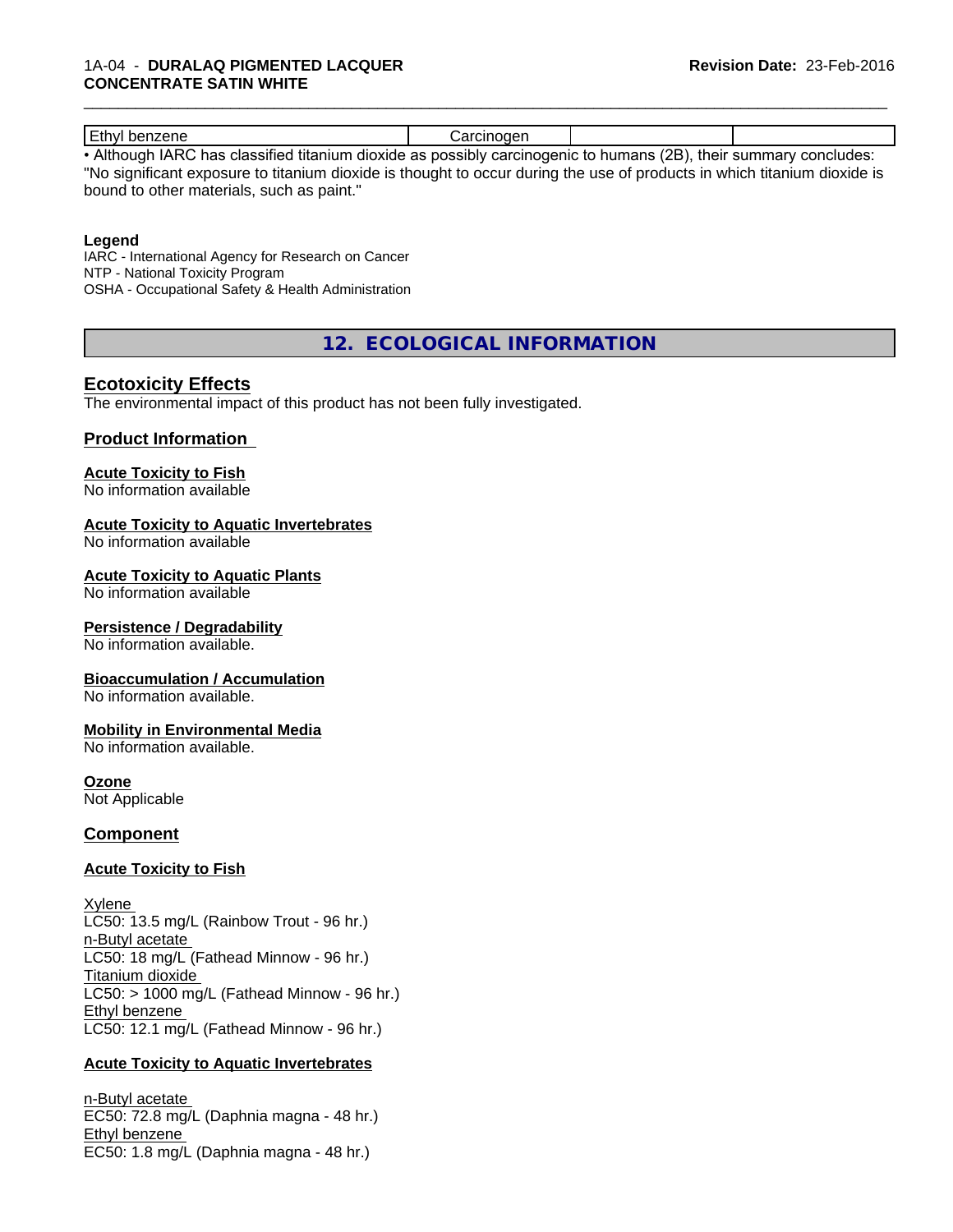| Ethyl benzene | Carcinogen | | |
|---|---|---|---|

• Although IARC has classified titanium dioxide as possibly carcinogenic to humans (2B), their summary concludes: "No significant exposure to titanium dioxide is thought to occur during the use of products in which titanium dioxide is bound to other materials, such as paint."

**Legend**

IARC - International Agency for Research on Cancer
NTP - National Toxicity Program
OSHA - Occupational Safety & Health Administration

## 12. ECOLOGICAL INFORMATION

### Ecotoxicity Effects

The environmental impact of this product has not been fully investigated.

### Product Information

**Acute Toxicity to Fish**
No information available

**Acute Toxicity to Aquatic Invertebrates**
No information available

**Acute Toxicity to Aquatic Plants**
No information available

**Persistence / Degradability**
No information available.

**Bioaccumulation / Accumulation**
No information available.

**Mobility in Environmental Media**
No information available.

**Ozone**
Not Applicable

### Component

**Acute Toxicity to Fish**

Xylene
LC50: 13.5 mg/L (Rainbow Trout - 96 hr.)
n-Butyl acetate
LC50: 18 mg/L (Fathead Minnow - 96 hr.)
Titanium dioxide
LC50: > 1000 mg/L (Fathead Minnow - 96 hr.)
Ethyl benzene
LC50: 12.1 mg/L (Fathead Minnow - 96 hr.)

**Acute Toxicity to Aquatic Invertebrates**

n-Butyl acetate
EC50: 72.8 mg/L (Daphnia magna - 48 hr.)
Ethyl benzene
EC50: 1.8 mg/L (Daphnia magna - 48 hr.)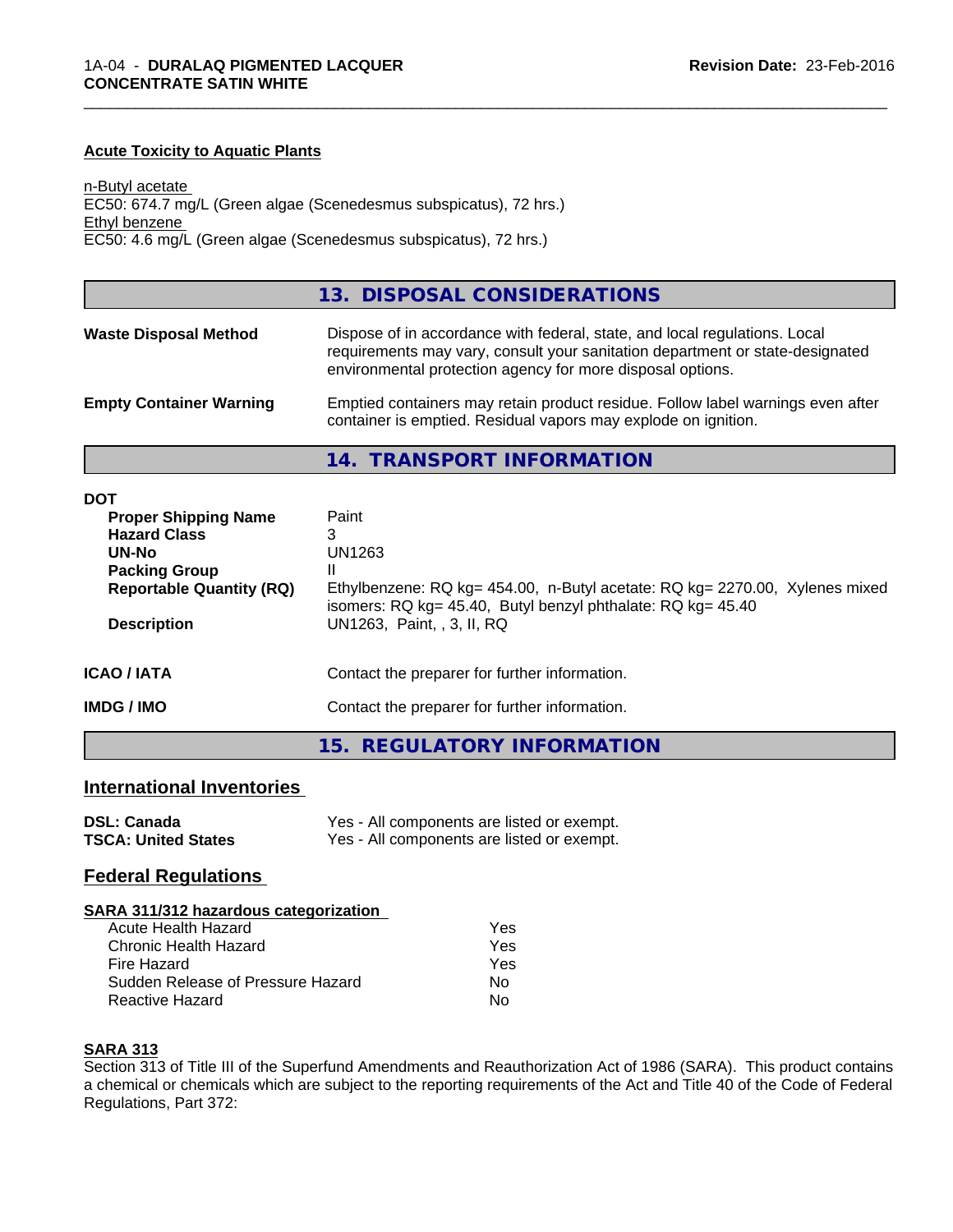**Acute Toxicity to Aquatic Plants**

n-Butyl acetate
EC50: 674.7 mg/L (Green algae (Scenedesmus subspicatus), 72 hrs.)
Ethyl benzene
EC50: 4.6 mg/L (Green algae (Scenedesmus subspicatus), 72 hrs.)

## 13. DISPOSAL CONSIDERATIONS

| | |
|---|---|
| **Waste Disposal Method** | Dispose of in accordance with federal, state, and local regulations. Local requirements may vary, consult your sanitation department or state-designated environmental protection agency for more disposal options. |
| **Empty Container Warning** | Emptied containers may retain product residue. Follow label warnings even after container is emptied. Residual vapors may explode on ignition. |

## 14. TRANSPORT INFORMATION

**DOT**

| | |
|---|---|
| **Proper Shipping Name** | Paint |
| **Hazard Class** | 3 |
| **UN-No** | UN1263 |
| **Packing Group** | II |
| **Reportable Quantity (RQ)** | Ethylbenzene: RQ kg= 454.00, n-Butyl acetate: RQ kg= 2270.00, Xylenes mixed isomers: RQ kg= 45.40, Butyl benzyl phthalate: RQ kg= 45.40 |
| **Description** | UN1263, Paint, , 3, II, RQ |

| | |
|---|---|
| **ICAO / IATA** | Contact the preparer for further information. |
| **IMDG / IMO** | Contact the preparer for further information. |

## 15. REGULATORY INFORMATION

### International Inventories

| | |
|---|---|
| **DSL: Canada** | Yes - All components are listed or exempt. |
| **TSCA: United States** | Yes - All components are listed or exempt. |

### Federal Regulations

**SARA 311/312 hazardous categorization**

| | |
|---|---|
| Acute Health Hazard | Yes |
| Chronic Health Hazard | Yes |
| Fire Hazard | Yes |
| Sudden Release of Pressure Hazard | No |
| Reactive Hazard | No |

**SARA 313**
Section 313 of Title III of the Superfund Amendments and Reauthorization Act of 1986 (SARA). This product contains a chemical or chemicals which are subject to the reporting requirements of the Act and Title 40 of the Code of Federal Regulations, Part 372: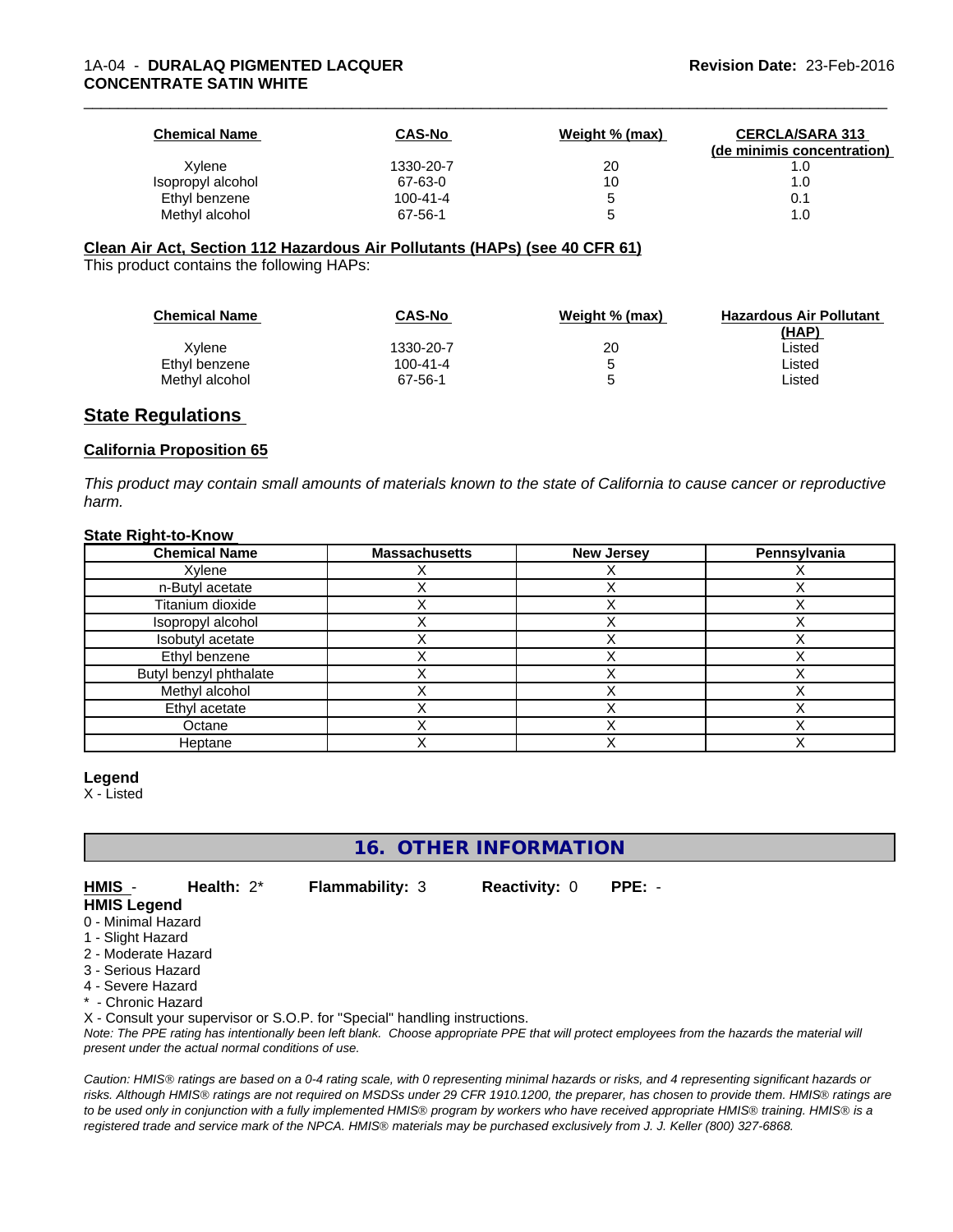| Chemical Name | CAS-No | Weight % (max) | CERCLA/SARA 313 (de minimis concentration) |
|---|---|---|---|
| Xylene | 1330-20-7 | 20 | 1.0 |
| Isopropyl alcohol | 67-63-0 | 10 | 1.0 |
| Ethyl benzene | 100-41-4 | 5 | 0.1 |
| Methyl alcohol | 67-56-1 | 5 | 1.0 |

**Clean Air Act, Section 112 Hazardous Air Pollutants (HAPs) (see 40 CFR 61)**

This product contains the following HAPs:

| Chemical Name | CAS-No | Weight % (max) | Hazardous Air Pollutant (HAP) |
|---|---|---|---|
| Xylene | 1330-20-7 | 20 | Listed |
| Ethyl benzene | 100-41-4 | 5 | Listed |
| Methyl alcohol | 67-56-1 | 5 | Listed |

## State Regulations

**California Proposition 65**

*This product may contain small amounts of materials known to the state of California to cause cancer or reproductive harm.*

**State Right-to-Know**

| Chemical Name | Massachusetts | New Jersey | Pennsylvania |
|---|---|---|---|
| Xylene | X | X | X |
| n-Butyl acetate | X | X | X |
| Titanium dioxide | X | X | X |
| Isopropyl alcohol | X | X | X |
| Isobutyl acetate | X | X | X |
| Ethyl benzene | X | X | X |
| Butyl benzyl phthalate | X | X | X |
| Methyl alcohol | X | X | X |
| Ethyl acetate | X | X | X |
| Octane | X | X | X |
| Heptane | X | X | X |

**Legend**

X - Listed

## 16. OTHER INFORMATION

**HMIS** - **Health:** 2* **Flammability:** 3 **Reactivity:** 0 **PPE:** -

**HMIS Legend**

0 - Minimal Hazard
1 - Slight Hazard
2 - Moderate Hazard
3 - Serious Hazard
4 - Severe Hazard
* - Chronic Hazard
X - Consult your supervisor or S.O.P. for "Special" handling instructions.

*Note: The PPE rating has intentionally been left blank. Choose appropriate PPE that will protect employees from the hazards the material will present under the actual normal conditions of use.*

*Caution: HMIS® ratings are based on a 0-4 rating scale, with 0 representing minimal hazards or risks, and 4 representing significant hazards or risks. Although HMIS® ratings are not required on MSDSs under 29 CFR 1910.1200, the preparer, has chosen to provide them. HMIS® ratings are to be used only in conjunction with a fully implemented HMIS® program by workers who have received appropriate HMIS® training. HMIS® is a registered trade and service mark of the NPCA. HMIS® materials may be purchased exclusively from J. J. Keller (800) 327-6868.*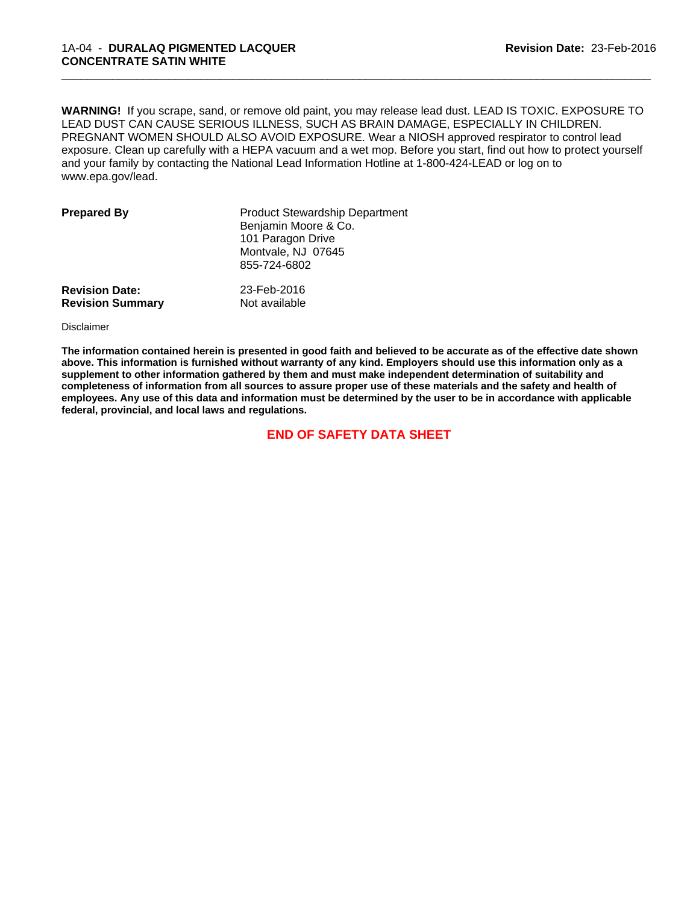**WARNING!** If you scrape, sand, or remove old paint, you may release lead dust. LEAD IS TOXIC. EXPOSURE TO LEAD DUST CAN CAUSE SERIOUS ILLNESS, SUCH AS BRAIN DAMAGE, ESPECIALLY IN CHILDREN. PREGNANT WOMEN SHOULD ALSO AVOID EXPOSURE. Wear a NIOSH approved respirator to control lead exposure. Clean up carefully with a HEPA vacuum and a wet mop. Before you start, find out how to protect yourself and your family by contacting the National Lead Information Hotline at 1-800-424-LEAD or log on to www.epa.gov/lead.

| | |
|---|---|
| **Prepared By** | Product Stewardship Department<br>Benjamin Moore & Co.<br>101 Paragon Drive<br>Montvale, NJ 07645<br>855-724-6802 |
| **Revision Date:** | 23-Feb-2016 |
| **Revision Summary** | Not available |

Disclaimer

**The information contained herein is presented in good faith and believed to be accurate as of the effective date shown above. This information is furnished without warranty of any kind. Employers should use this information only as a supplement to other information gathered by them and must make independent determination of suitability and completeness of information from all sources to assure proper use of these materials and the safety and health of employees. Any use of this data and information must be determined by the user to be in accordance with applicable federal, provincial, and local laws and regulations.**

**END OF SAFETY DATA SHEET**